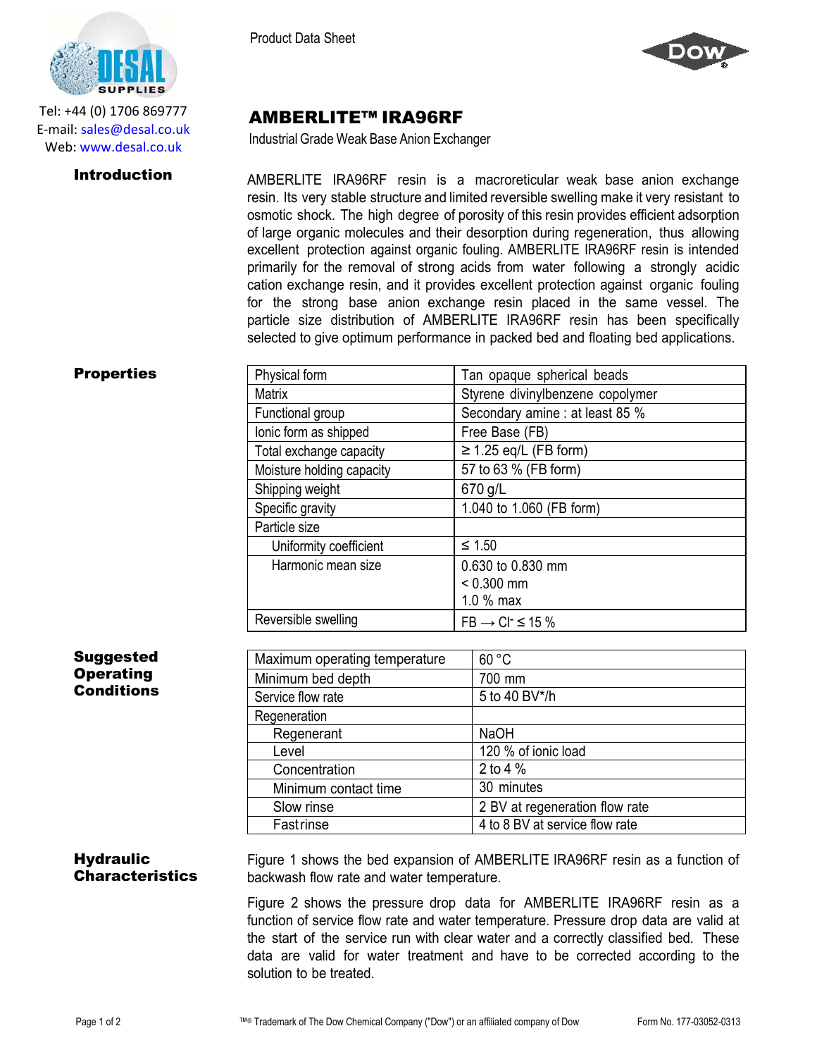Tel: +44 (0) 1706 869777
E-mail: sales@desal.co.uk
Web: www.desal.co.uk

Product Data Sheet

# AMBERLITE™ IRA96RF

Industrial Grade Weak Base Anion Exchanger

## Introduction

AMBERLITE IRA96RF resin is a macroreticular weak base anion exchange resin. Its very stable structure and limited reversible swelling make it very resistant to osmotic shock. The high degree of porosity of this resin provides efficient adsorption of large organic molecules and their desorption during regeneration, thus allowing excellent protection against organic fouling. AMBERLITE IRA96RF resin is intended primarily for the removal of strong acids from water following a strongly acidic cation exchange resin, and it provides excellent protection against organic fouling for the strong base anion exchange resin placed in the same vessel. The particle size distribution of AMBERLITE IRA96RF resin has been specifically selected to give optimum performance in packed bed and floating bed applications.

## Properties

| Property | Value |
|---|---|
| Physical form | Tan opaque spherical beads |
| Matrix | Styrene divinylbenzene copolymer |
| Functional group | Secondary amine : at least 85 % |
| Ionic form as shipped | Free Base (FB) |
| Total exchange capacity | ≥ 1.25 eq/L (FB form) |
| Moisture holding capacity | 57 to 63 % (FB form) |
| Shipping weight | 670 g/L |
| Specific gravity | 1.040 to 1.060 (FB form) |
| Particle size | |
| Uniformity coefficient | ≤ 1.50 |
| Harmonic mean size | 0.630 to 0.830 mm<br>< 0.300 mm<br>1.0 % max |
| Reversible swelling | FB → $Cl^-$ ≤ 15 % |

## Suggested Operating Conditions

| Condition | Value |
|---|---|
| Maximum operating temperature | 60 °C |
| Minimum bed depth | 700 mm |
| Service flow rate | 5 to 40 BV*/h |
| Regeneration | |
| Regenerant | NaOH |
| Level | 120 % of ionic load |
| Concentration | 2 to 4 % |
| Minimum contact time | 30 minutes |
| Slow rinse | 2 BV at regeneration flow rate |
| Fast rinse | 4 to 8 BV at service flow rate |

## Hydraulic Characteristics

Figure 1 shows the bed expansion of AMBERLITE IRA96RF resin as a function of backwash flow rate and water temperature.

Figure 2 shows the pressure drop data for AMBERLITE IRA96RF resin as a function of service flow rate and water temperature. Pressure drop data are valid at the start of the service run with clear water and a correctly classified bed. These data are valid for water treatment and have to be corrected according to the solution to be treated.

™® Trademark of The Dow Chemical Company ("Dow") or an affiliated company of Dow

Form No. 177-03052-0313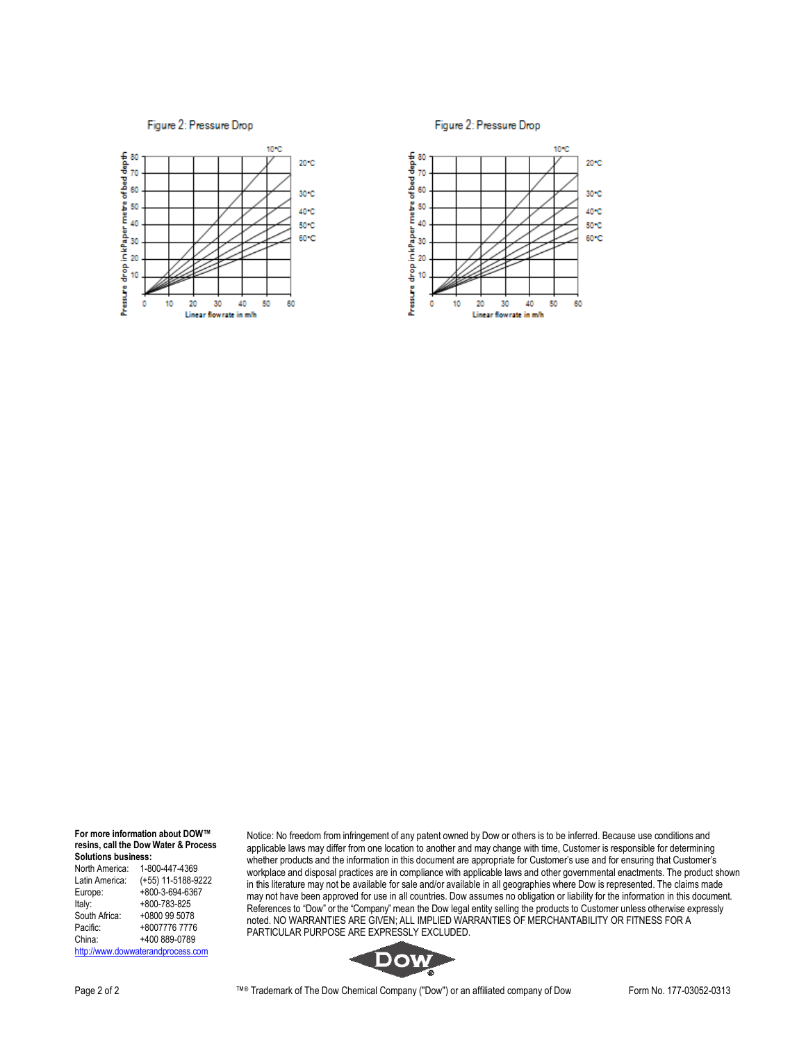Figure 2: Pressure Drop

Pressure drop in kPa per metre of bed depth

80
70
60
50
40
30
20
10
0

10°C
20°C
30°C
40°C
50°C
60°C

0 10 20 30 40 50 60

Linear flowrate in m/h

Figure 2: Pressure Drop

Pressure drop in kPa per metre of bed depth

80
70
60
50
40
30
20
10
0

10°C
20°C
30°C
40°C
50°C
60°C

0 10 20 30 40 50 60

Linear flowrate in m/h

**For more information about DOW™ resins, call the Dow Water & Process Solutions business:**

North America: 1-800-447-4369
Latin America: (+55) 11-5188-9222
Europe: +800-3-694-6367
Italy: +800-783-825
South Africa: +0800 99 5078
Pacific: +8007776 7776
China: +400 889-0789
http://www.dowwaterandprocess.com

Notice: No freedom from infringement of any patent owned by Dow or others is to be inferred. Because use conditions and applicable laws may differ from one location to another and may change with time, Customer is responsible for determining whether products and the information in this document are appropriate for Customer's use and for ensuring that Customer's workplace and disposal practices are in compliance with applicable laws and other governmental enactments. The product shown in this literature may not be available for sale and/or available in all geographies where Dow is represented. The claims made may not have been approved for use in all countries. Dow assumes no obligation or liability for the information in this document. References to "Dow" or the "Company" mean the Dow legal entity selling the products to Customer unless otherwise expressly noted. NO WARRANTIES ARE GIVEN; ALL IMPLIED WARRANTIES OF MERCHANTABILITY OR FITNESS FOR A PARTICULAR PURPOSE ARE EXPRESSLY EXCLUDED.

™® Trademark of The Dow Chemical Company ("Dow") or an affiliated company of Dow

Form No. 177-03052-0313